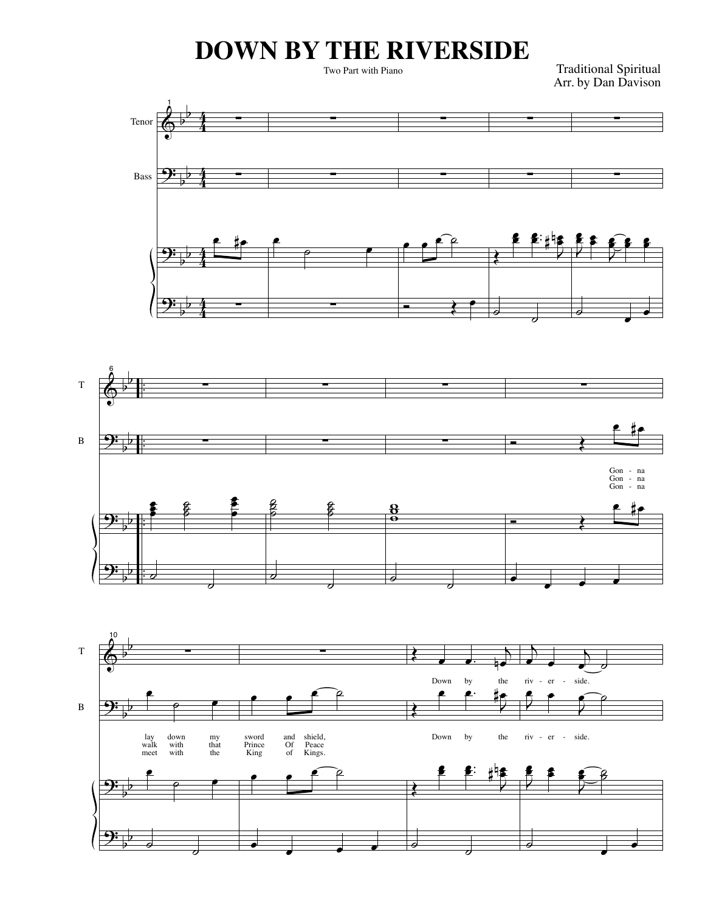# DOWN BY THE RIVERSIDE

Two Part with Piano

Traditional Spiritual
Arr. by Dan Davison

Gon - na lay down my sword and shield, Down by the riv - er - side.
Gon - na walk with that Prince Of Peace
Gon - na meet with the King of Kings.

Down by the riv - er - side.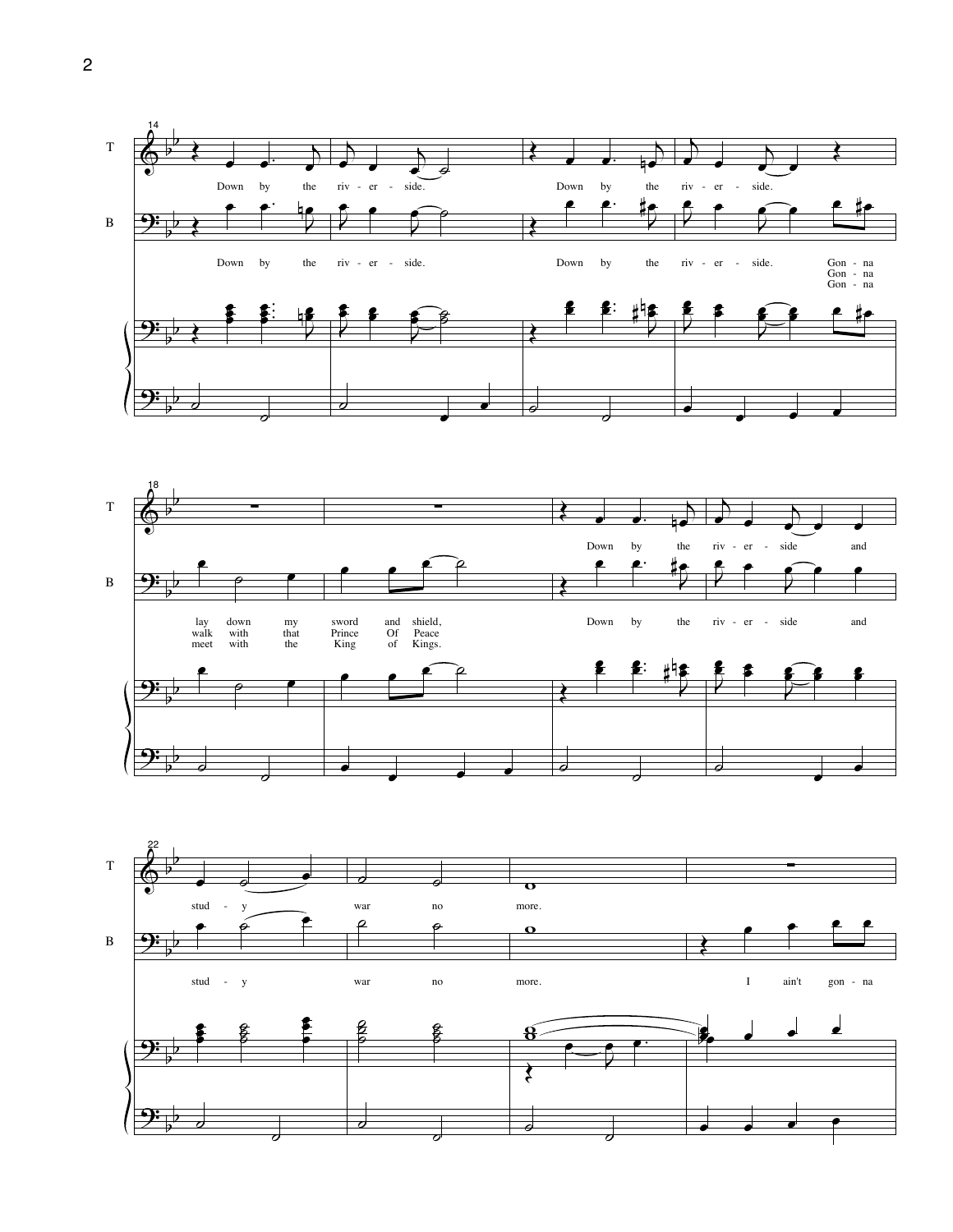14

T
Down by the riv - er - side. Down by the riv - er - side.

B
Down by the riv - er - side. Down by the riv - er - side. Gon - na
Gon - na
Gon - na

18

T
Down by the riv - er - side and

B
lay down my sword and shield,
walk with that Prince Of Peace
meet with the King of Kings.
Down by the riv - er - side and

22

T
stud - y war no more.

B
stud - y war no more. I ain't gon - na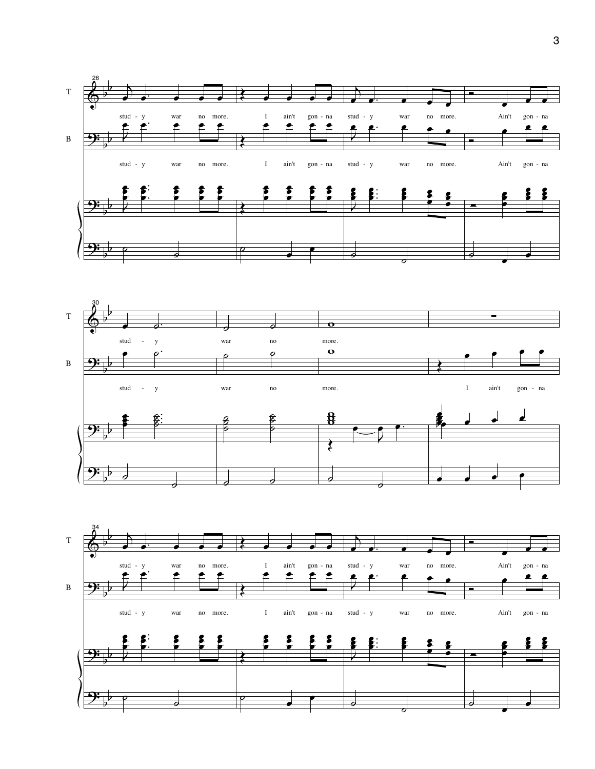T

stud - y war no more. I ain't gon - na stud - y war no more. Ain't gon - na

B

stud - y war no more. I ain't gon - na stud - y war no more. Ain't gon - na

T

stud - y war no more.

B

stud - y war no more. I ain't gon - na

T

stud - y war no more. I ain't gon - na stud - y war no more. Ain't gon - na

B

stud - y war no more. I ain't gon - na stud - y war no more. Ain't gon - na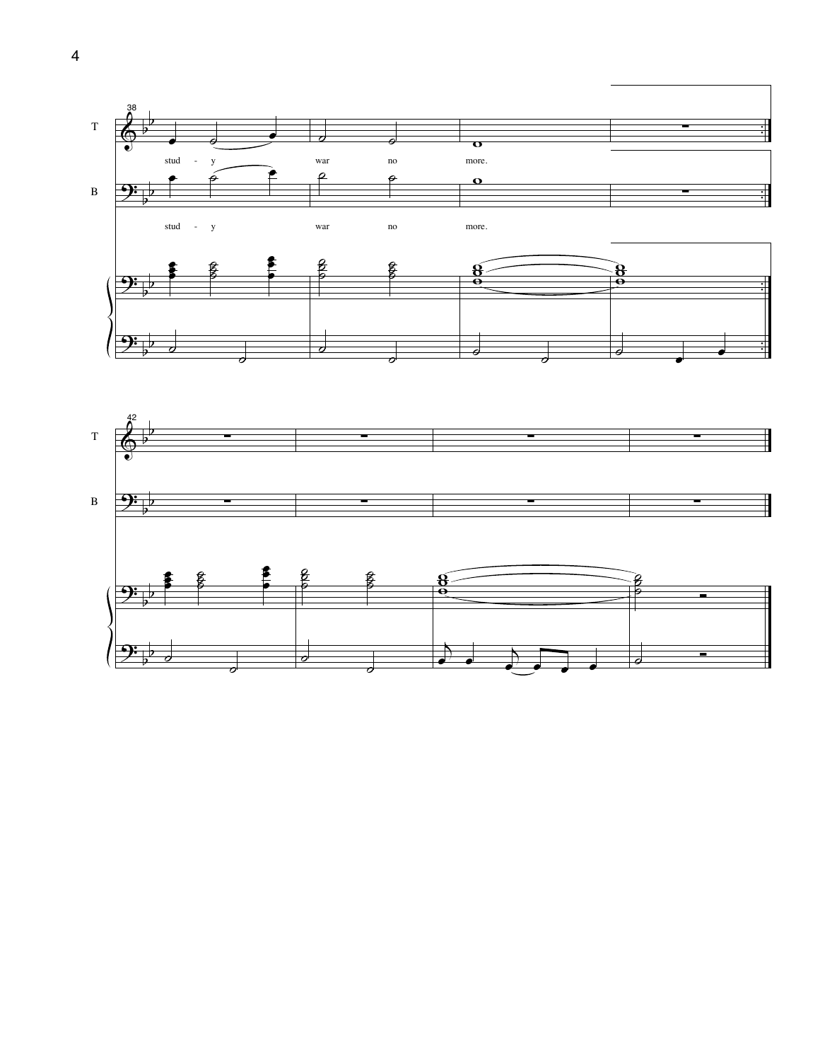T

B

stud - y war no more.

stud - y war no more.

T

B